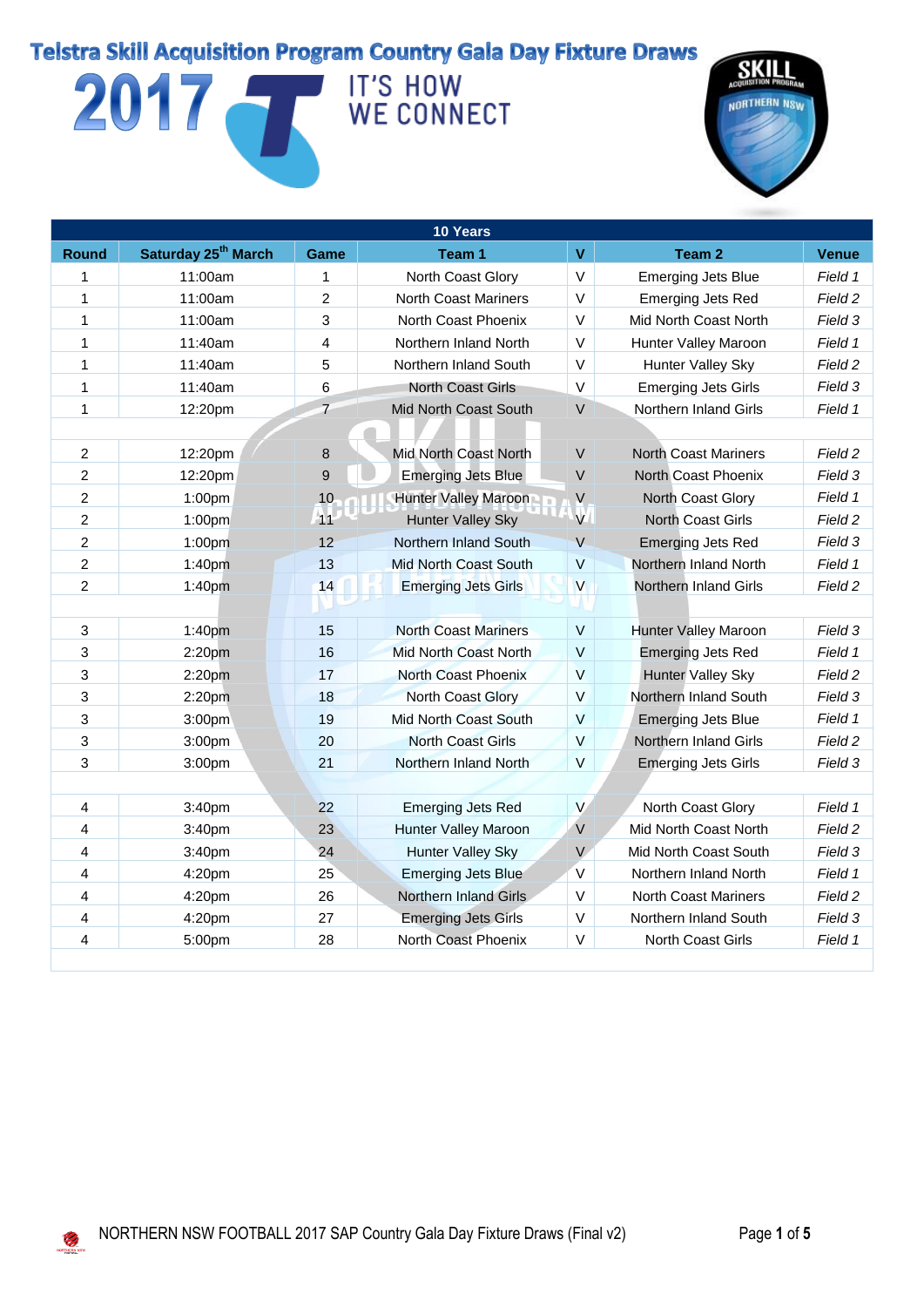# Telstra Skill Acquisition Program Country Gala Day Fixture Draws

2017 IT'S HOW WE CONNECT

| 10 Years | | | | | | |
|---|---|---|---|---|---|---|
| Round | Saturday 25th March | Game | Team 1 | V | Team 2 | Venue |
| 1 | 11:00am | 1 | North Coast Glory | V | Emerging Jets Blue | *Field 1* |
| 1 | 11:00am | 2 | North Coast Mariners | V | Emerging Jets Red | *Field 2* |
| 1 | 11:00am | 3 | North Coast Phoenix | V | Mid North Coast North | *Field 3* |
| 1 | 11:40am | 4 | Northern Inland North | V | Hunter Valley Maroon | *Field 1* |
| 1 | 11:40am | 5 | Northern Inland South | V | Hunter Valley Sky | *Field 2* |
| 1 | 11:40am | 6 | North Coast Girls | V | Emerging Jets Girls | *Field 3* |
| 1 | 12:20pm | 7 | Mid North Coast South | V | Northern Inland Girls | *Field 1* |
| | | | | | | |
| 2 | 12:20pm | 8 | Mid North Coast North | V | North Coast Mariners | *Field 2* |
| 2 | 12:20pm | 9 | Emerging Jets Blue | V | North Coast Phoenix | *Field 3* |
| 2 | 1:00pm | 10 | Hunter Valley Maroon | V | North Coast Glory | *Field 1* |
| 2 | 1:00pm | 11 | Hunter Valley Sky | V | North Coast Girls | *Field 2* |
| 2 | 1:00pm | 12 | Northern Inland South | V | Emerging Jets Red | *Field 3* |
| 2 | 1:40pm | 13 | Mid North Coast South | V | Northern Inland North | *Field 1* |
| 2 | 1:40pm | 14 | Emerging Jets Girls | V | Northern Inland Girls | *Field 2* |
| | | | | | | |
| 3 | 1:40pm | 15 | North Coast Mariners | V | Hunter Valley Maroon | *Field 3* |
| 3 | 2:20pm | 16 | Mid North Coast North | V | Emerging Jets Red | *Field 1* |
| 3 | 2:20pm | 17 | North Coast Phoenix | V | Hunter Valley Sky | *Field 2* |
| 3 | 2:20pm | 18 | North Coast Glory | V | Northern Inland South | *Field 3* |
| 3 | 3:00pm | 19 | Mid North Coast South | V | Emerging Jets Blue | *Field 1* |
| 3 | 3:00pm | 20 | North Coast Girls | V | Northern Inland Girls | *Field 2* |
| 3 | 3:00pm | 21 | Northern Inland North | V | Emerging Jets Girls | *Field 3* |
| | | | | | | |
| 4 | 3:40pm | 22 | Emerging Jets Red | V | North Coast Glory | *Field 1* |
| 4 | 3:40pm | 23 | Hunter Valley Maroon | V | Mid North Coast North | *Field 2* |
| 4 | 3:40pm | 24 | Hunter Valley Sky | V | Mid North Coast South | *Field 3* |
| 4 | 4:20pm | 25 | Emerging Jets Blue | V | Northern Inland North | *Field 1* |
| 4 | 4:20pm | 26 | Northern Inland Girls | V | North Coast Mariners | *Field 2* |
| 4 | 4:20pm | 27 | Emerging Jets Girls | V | Northern Inland South | *Field 3* |
| 4 | 5:00pm | 28 | North Coast Phoenix | V | North Coast Girls | *Field 1* |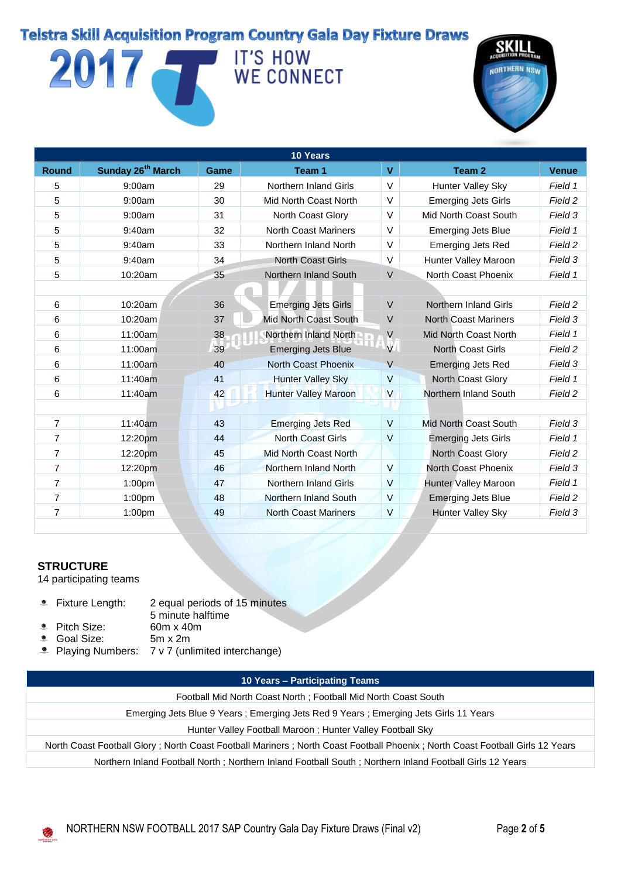# Telstra Skill Acquisition Program Country Gala Day Fixture Draws

2017 IT'S HOW WE CONNECT

| 10 Years | | | | | | |
|---|---|---|---|---|---|---|
| **Round** | **Sunday 26th March** | **Game** | **Team 1** | **V** | **Team 2** | **Venue** |
| 5 | 9:00am | 29 | Northern Inland Girls | V | Hunter Valley Sky | *Field 1* |
| 5 | 9:00am | 30 | Mid North Coast North | V | Emerging Jets Girls | *Field 2* |
| 5 | 9:00am | 31 | North Coast Glory | V | Mid North Coast South | *Field 3* |
| 5 | 9:40am | 32 | North Coast Mariners | V | Emerging Jets Blue | *Field 1* |
| 5 | 9:40am | 33 | Northern Inland North | V | Emerging Jets Red | *Field 2* |
| 5 | 9:40am | 34 | North Coast Girls | V | Hunter Valley Maroon | *Field 3* |
| 5 | 10:20am | 35 | Northern Inland South | V | North Coast Phoenix | *Field 1* |
| | | | | | | |
| 6 | 10:20am | 36 | Emerging Jets Girls | V | Northern Inland Girls | *Field 2* |
| 6 | 10:20am | 37 | Mid North Coast South | V | North Coast Mariners | *Field 3* |
| 6 | 11:00am | 38 | Northern Inland North | V | Mid North Coast North | *Field 1* |
| 6 | 11:00am | 39 | Emerging Jets Blue | V | North Coast Girls | *Field 2* |
| 6 | 11:00am | 40 | North Coast Phoenix | V | Emerging Jets Red | *Field 3* |
| 6 | 11:40am | 41 | Hunter Valley Sky | V | North Coast Glory | *Field 1* |
| 6 | 11:40am | 42 | Hunter Valley Maroon | V | Northern Inland South | *Field 2* |
| | | | | | | |
| 7 | 11:40am | 43 | Emerging Jets Red | V | Mid North Coast South | *Field 3* |
| 7 | 12:20pm | 44 | North Coast Girls | V | Emerging Jets Girls | *Field 1* |
| 7 | 12:20pm | 45 | Mid North Coast North | | North Coast Glory | *Field 2* |
| 7 | 12:20pm | 46 | Northern Inland North | V | North Coast Phoenix | *Field 3* |
| 7 | 1:00pm | 47 | Northern Inland Girls | V | Hunter Valley Maroon | *Field 1* |
| 7 | 1:00pm | 48 | Northern Inland South | V | Emerging Jets Blue | *Field 2* |
| 7 | 1:00pm | 49 | North Coast Mariners | V | Hunter Valley Sky | *Field 3* |

**STRUCTURE**

14 participating teams

- Fixture Length: 2 equal periods of 15 minutes
  5 minute halftime
- Pitch Size: 60m x 40m
- Goal Size: 5m x 2m
- Playing Numbers: 7 v 7 (unlimited interchange)

| 10 Years – Participating Teams |
|---|
| Football Mid North Coast North ; Football Mid North Coast South |
| Emerging Jets Blue 9 Years ; Emerging Jets Red 9 Years ; Emerging Jets Girls 11 Years |
| Hunter Valley Football Maroon ; Hunter Valley Football Sky |
| North Coast Football Glory ; North Coast Football Mariners ; North Coast Football Phoenix ; North Coast Football Girls 12 Years |
| Northern Inland Football North ; Northern Inland Football South ; Northern Inland Football Girls 12 Years |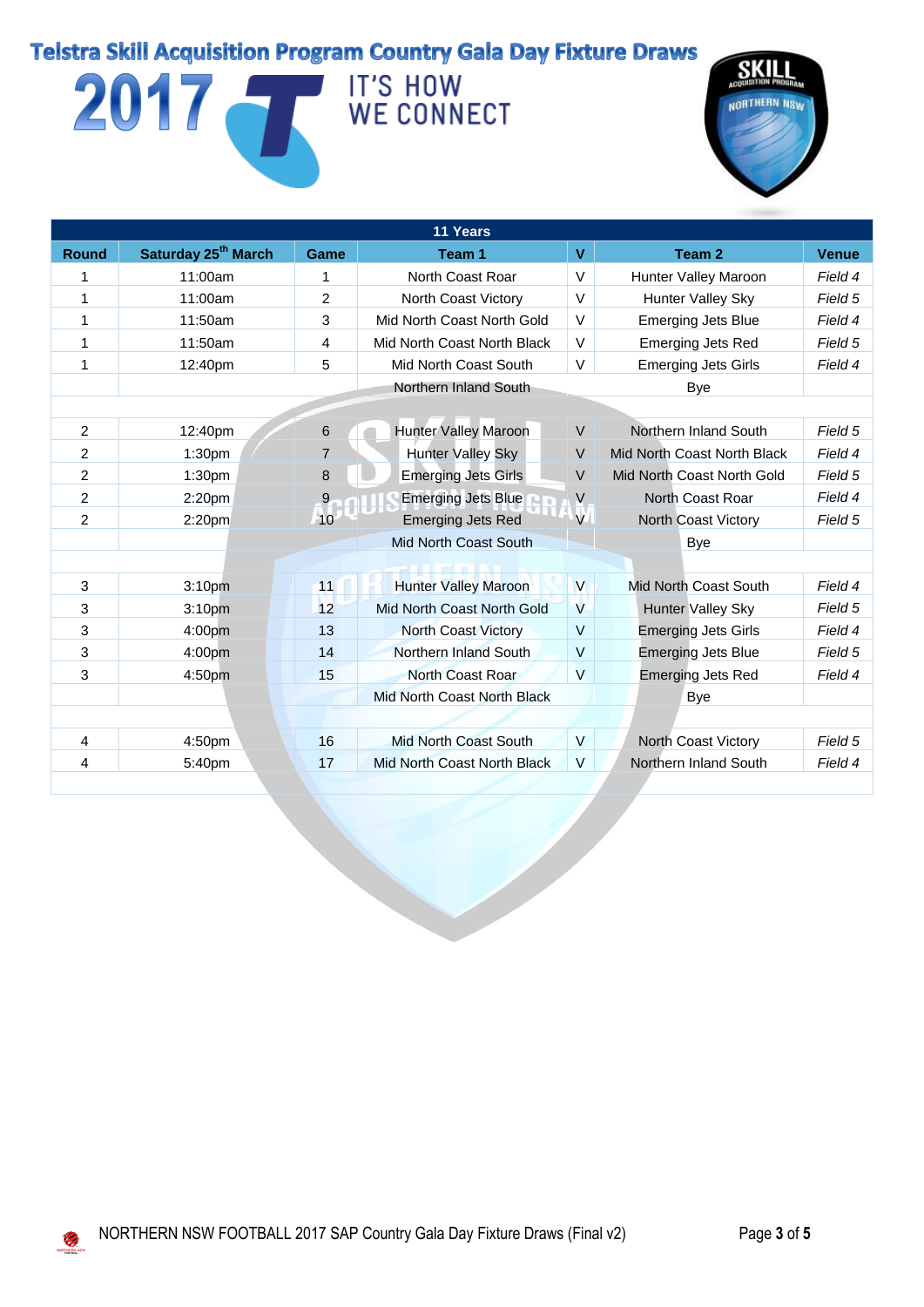# Telstra Skill Acquisition Program Country Gala Day Fixture Draws

2017

IT'S HOW WE CONNECT

| 11 Years | | | | | | |
|---|---|---|---|---|---|---|
| **Round** | **Saturday 25th March** | **Game** | **Team 1** | **V** | **Team 2** | **Venue** |
| 1 | 11:00am | 1 | North Coast Roar | V | Hunter Valley Maroon | *Field 4* |
| 1 | 11:00am | 2 | North Coast Victory | V | Hunter Valley Sky | *Field 5* |
| 1 | 11:50am | 3 | Mid North Coast North Gold | V | Emerging Jets Blue | *Field 4* |
| 1 | 11:50am | 4 | Mid North Coast North Black | V | Emerging Jets Red | *Field 5* |
| 1 | 12:40pm | 5 | Mid North Coast South | V | Emerging Jets Girls | *Field 4* |
| | | | Northern Inland South | | Bye | |
| | | | | | | |
| 2 | 12:40pm | 6 | Hunter Valley Maroon | V | Northern Inland South | *Field 5* |
| 2 | 1:30pm | 7 | Hunter Valley Sky | V | Mid North Coast North Black | *Field 4* |
| 2 | 1:30pm | 8 | Emerging Jets Girls | V | Mid North Coast North Gold | *Field 5* |
| 2 | 2:20pm | 9 | Emerging Jets Blue | V | North Coast Roar | *Field 4* |
| 2 | 2:20pm | 10 | Emerging Jets Red | V | North Coast Victory | *Field 5* |
| | | | Mid North Coast South | | Bye | |
| | | | | | | |
| 3 | 3:10pm | 11 | Hunter Valley Maroon | V | Mid North Coast South | *Field 4* |
| 3 | 3:10pm | 12 | Mid North Coast North Gold | V | Hunter Valley Sky | *Field 5* |
| 3 | 4:00pm | 13 | North Coast Victory | V | Emerging Jets Girls | *Field 4* |
| 3 | 4:00pm | 14 | Northern Inland South | V | Emerging Jets Blue | *Field 5* |
| 3 | 4:50pm | 15 | North Coast Roar | V | Emerging Jets Red | *Field 4* |
| | | | Mid North Coast North Black | | Bye | |
| | | | | | | |
| 4 | 4:50pm | 16 | Mid North Coast South | V | North Coast Victory | *Field 5* |
| 4 | 5:40pm | 17 | Mid North Coast North Black | V | Northern Inland South | *Field 4* |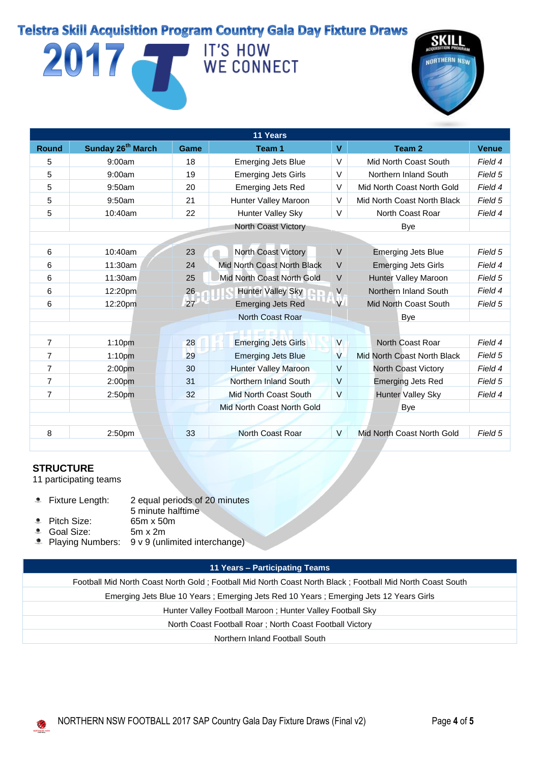# Telstra Skill Acquisition Program Country Gala Day Fixture Draws

2017 IT'S HOW WE CONNECT

| 11 Years | | | | | | |
|---|---|---|---|---|---|---|
| Round | Sunday 26th March | Game | Team 1 | V | Team 2 | Venue |
| 5 | 9:00am | 18 | Emerging Jets Blue | V | Mid North Coast South | *Field 4* |
| 5 | 9:00am | 19 | Emerging Jets Girls | V | Northern Inland South | *Field 5* |
| 5 | 9:50am | 20 | Emerging Jets Red | V | Mid North Coast North Gold | *Field 4* |
| 5 | 9:50am | 21 | Hunter Valley Maroon | V | Mid North Coast North Black | *Field 5* |
| 5 | 10:40am | 22 | Hunter Valley Sky | V | North Coast Roar | *Field 4* |
| | | | North Coast Victory | | Bye | |
| | | | | | | |
| 6 | 10:40am | 23 | North Coast Victory | V | Emerging Jets Blue | *Field 5* |
| 6 | 11:30am | 24 | Mid North Coast North Black | V | Emerging Jets Girls | *Field 4* |
| 6 | 11:30am | 25 | Mid North Coast North Gold | V | Hunter Valley Maroon | *Field 5* |
| 6 | 12:20pm | 26 | Hunter Valley Sky | V | Northern Inland South | *Field 4* |
| 6 | 12:20pm | 27 | Emerging Jets Red | V | Mid North Coast South | *Field 5* |
| | | | North Coast Roar | | Bye | |
| | | | | | | |
| 7 | 1:10pm | 28 | Emerging Jets Girls | V | North Coast Roar | *Field 4* |
| 7 | 1:10pm | 29 | Emerging Jets Blue | V | Mid North Coast North Black | *Field 5* |
| 7 | 2:00pm | 30 | Hunter Valley Maroon | V | North Coast Victory | *Field 4* |
| 7 | 2:00pm | 31 | Northern Inland South | V | Emerging Jets Red | *Field 5* |
| 7 | 2:50pm | 32 | Mid North Coast South | V | Hunter Valley Sky | *Field 4* |
| | | | Mid North Coast North Gold | | Bye | |
| | | | | | | |
| 8 | 2:50pm | 33 | North Coast Roar | V | Mid North Coast North Gold | *Field 5* |

## STRUCTURE

11 participating teams

- Fixture Length: 2 equal periods of 20 minutes
  5 minute halftime
- Pitch Size: 65m x 50m
- Goal Size: 5m x 2m
- Playing Numbers: 9 v 9 (unlimited interchange)

| 11 Years – Participating Teams |
|---|
| Football Mid North Coast North Gold ; Football Mid North Coast North Black ; Football Mid North Coast South |
| Emerging Jets Blue 10 Years ; Emerging Jets Red 10 Years ; Emerging Jets 12 Years Girls |
| Hunter Valley Football Maroon ; Hunter Valley Football Sky |
| North Coast Football Roar ; North Coast Football Victory |
| Northern Inland Football South |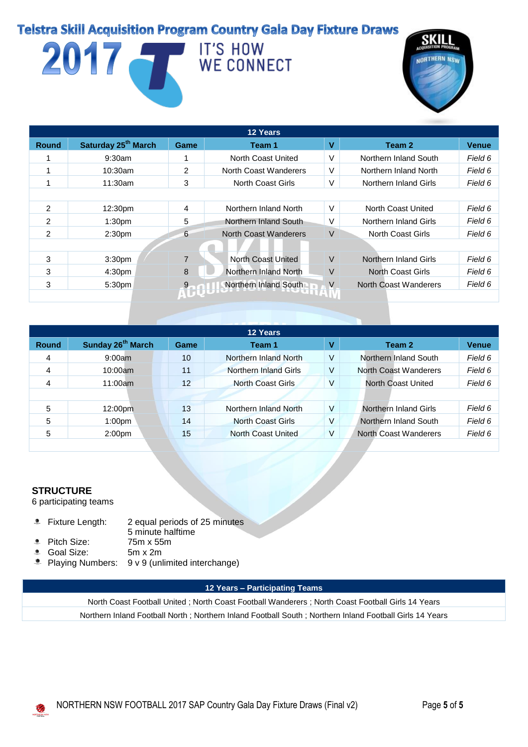# Telstra Skill Acquisition Program Country Gala Day Fixture Draws

2017 IT'S HOW WE CONNECT

| 12 Years | | | | | | |
|---|---|---|---|---|---|---|
| **Round** | **Saturday 25th March** | **Game** | **Team 1** | **V** | **Team 2** | **Venue** |
| 1 | 9:30am | 1 | North Coast United | V | Northern Inland South | *Field 6* |
| 1 | 10:30am | 2 | North Coast Wanderers | V | Northern Inland North | *Field 6* |
| 1 | 11:30am | 3 | North Coast Girls | V | Northern Inland Girls | *Field 6* |
| | | | | | | |
| 2 | 12:30pm | 4 | Northern Inland North | V | North Coast United | *Field 6* |
| 2 | 1:30pm | 5 | Northern Inland South | V | Northern Inland Girls | *Field 6* |
| 2 | 2:30pm | 6 | North Coast Wanderers | V | North Coast Girls | *Field 6* |
| | | | | | | |
| 3 | 3:30pm | 7 | North Coast United | V | Northern Inland Girls | *Field 6* |
| 3 | 4:30pm | 8 | Northern Inland North | V | North Coast Girls | *Field 6* |
| 3 | 5:30pm | 9 | Northern Inland South | V | North Coast Wanderers | *Field 6* |

| 12 Years | | | | | | |
|---|---|---|---|---|---|---|
| **Round** | **Sunday 26th March** | **Game** | **Team 1** | **V** | **Team 2** | **Venue** |
| 4 | 9:00am | 10 | Northern Inland North | V | Northern Inland South | *Field 6* |
| 4 | 10:00am | 11 | Northern Inland Girls | V | North Coast Wanderers | *Field 6* |
| 4 | 11:00am | 12 | North Coast Girls | V | North Coast United | *Field 6* |
| | | | | | | |
| 5 | 12:00pm | 13 | Northern Inland North | V | Northern Inland Girls | *Field 6* |
| 5 | 1:00pm | 14 | North Coast Girls | V | Northern Inland South | *Field 6* |
| 5 | 2:00pm | 15 | North Coast United | V | North Coast Wanderers | *Field 6* |

**STRUCTURE**

6 participating teams

- Fixture Length: 2 equal periods of 25 minutes
  5 minute halftime
- Pitch Size: 75m x 55m
- Goal Size: 5m x 2m
- Playing Numbers: 9 v 9 (unlimited interchange)

| 12 Years – Participating Teams |
|---|
| North Coast Football United ; North Coast Football Wanderers ; North Coast Football Girls 14 Years |
| Northern Inland Football North ; Northern Inland Football South ; Northern Inland Football Girls 14 Years |